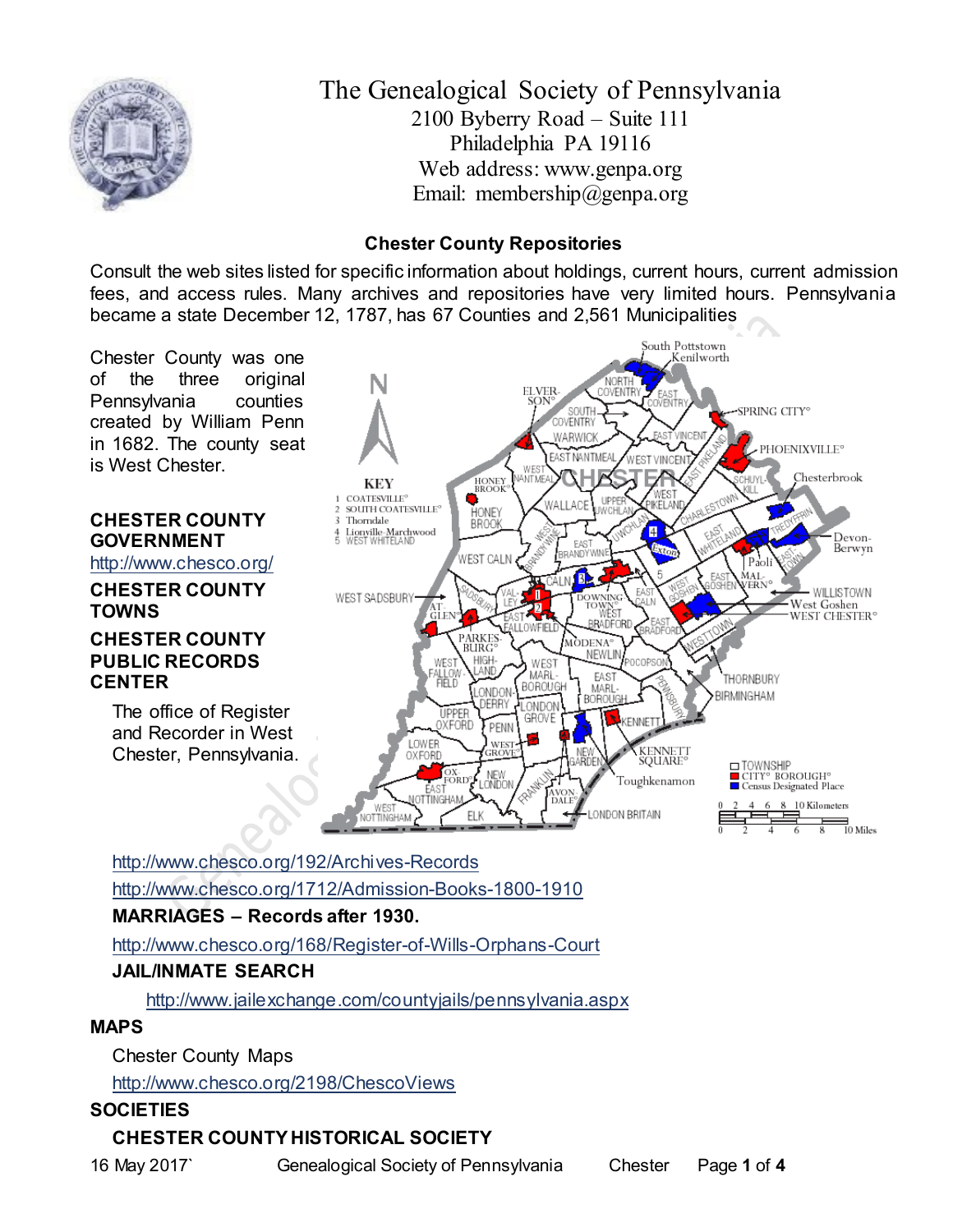# The Genealogical Society of Pennsylvania

2100 Byberry Road – Suite 111
Philadelphia PA 19116
Web address: www.genpa.org
Email: membership@genpa.org

## Chester County Repositories

Consult the web sites listed for specific information about holdings, current hours, current admission fees, and access rules. Many archives and repositories have very limited hours. Pennsylvania became a state December 12, 1787, has 67 Counties and 2,561 Municipalities

Chester County was one of the three original Pennsylvania counties created by William Penn in 1682. The county seat is West Chester.

**CHESTER COUNTY GOVERNMENT**

http://www.chesco.org/

**CHESTER COUNTY TOWNS**

**CHESTER COUNTY PUBLIC RECORDS CENTER**

The office of Register and Recorder in West Chester, Pennsylvania.

http://www.chesco.org/192/Archives-Records

http://www.chesco.org/1712/Admission-Books-1800-1910

**MARRIAGES – Records after 1930.**

http://www.chesco.org/168/Register-of-Wills-Orphans-Court

**JAIL/INMATE SEARCH**

http://www.jailexchange.com/countyjails/pennsylvania.aspx

**MAPS**

Chester County Maps

http://www.chesco.org/2198/ChescoViews

**SOCIETIES**

**CHESTER COUNTY HISTORICAL SOCIETY**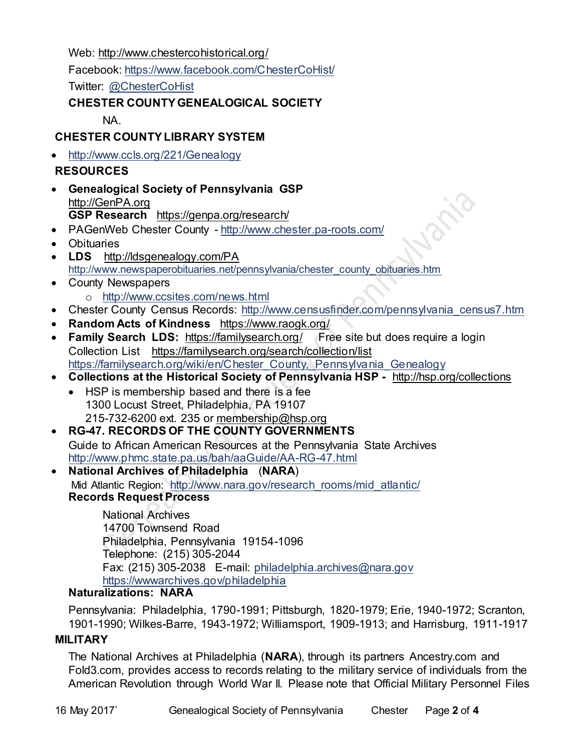Web: http://www.chestercohistorical.org/

Facebook: https://www.facebook.com/ChesterCoHist/

Twitter: @ChesterCoHist

**CHESTER COUNTY GENEALOGICAL SOCIETY**

NA.

**CHESTER COUNTY LIBRARY SYSTEM**

- http://www.ccls.org/221/Genealogy

**RESOURCES**

- **Genealogical Society of Pennsylvania GSP**
  http://GenPA.org
  **GSP Research** https://genpa.org/research/
- PAGenWeb Chester County - http://www.chester.pa-roots.com/
- Obituaries
- **LDS** http://ldsgenealogy.com/PA
  http://www.newspaperobituaries.net/pennsylvania/chester_county_obituaries.htm
- County Newspapers
  - http://www.ccsites.com/news.html
- Chester County Census Records: http://www.censusfinder.com/pennsylvania_census7.htm
- **Random Acts of Kindness** https://www.raogk.org/
- **Family Search LDS:** https://familysearch.org/ Free site but does require a login
  Collection List https://familysearch.org/search/collection/list
  https://familysearch.org/wiki/en/Chester_County,_Pennsylvania_Genealogy
- **Collections at the Historical Society of Pennsylvania HSP -** http://hsp.org/collections
  - HSP is membership based and there is a fee
    1300 Locust Street, Philadelphia, PA 19107
    215-732-6200 ext. 235 or membership@hsp.org
- **RG-47. RECORDS OF THE COUNTY GOVERNMENTS**
  Guide to African American Resources at the Pennsylvania State Archives
  http://www.phmc.state.pa.us/bah/aaGuide/AA-RG-47.html
- **National Archives of Philadelphia** (**NARA**)
  Mid Atlantic Region: http://www.nara.gov/research_rooms/mid_atlantic/
  **Records Request Process**

  National Archives
  14700 Townsend Road
  Philadelphia, Pennsylvania 19154-1096
  Telephone: (215) 305-2044
  Fax: (215) 305-2038 E-mail: philadelphia.archives@nara.gov
  https://wwwarchives.gov/philadelphia

  **Naturalizations: NARA**

  Pennsylvania: Philadelphia, 1790-1991; Pittsburgh, 1820-1979; Erie, 1940-1972; Scranton, 1901-1990; Wilkes-Barre, 1943-1972; Williamsport, 1909-1913; and Harrisburg, 1911-1917

**MILITARY**

The National Archives at Philadelphia (**NARA**), through its partners Ancestry.com and Fold3.com, provides access to records relating to the military service of individuals from the American Revolution through World War II. Please note that Official Military Personnel Files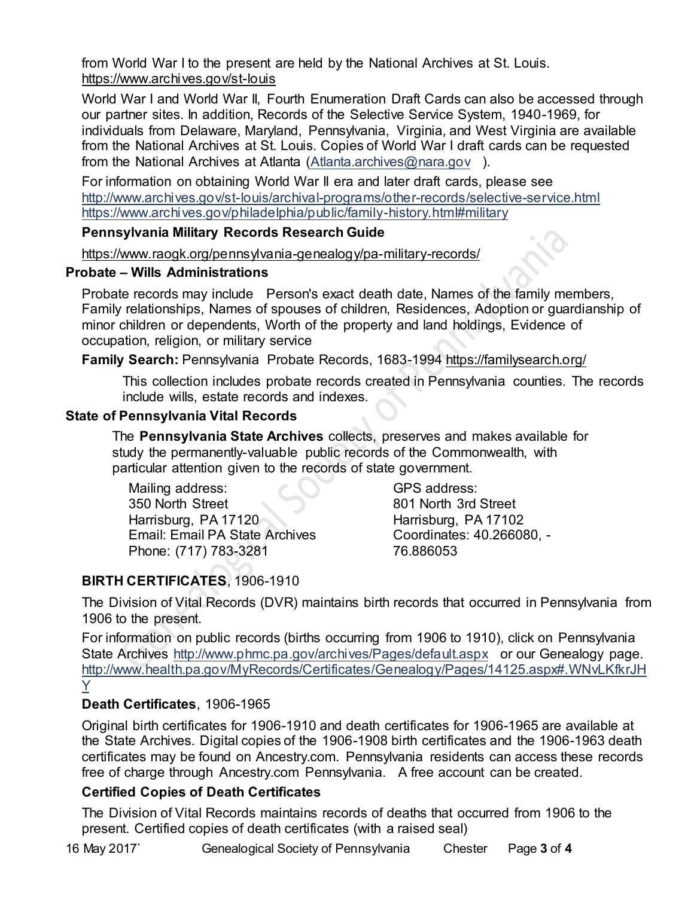from World War I to the present are held by the National Archives at St. Louis.
https://www.archives.gov/st-louis

World War I and World War II, Fourth Enumeration Draft Cards can also be accessed through our partner sites. In addition, Records of the Selective Service System, 1940-1969, for individuals from Delaware, Maryland, Pennsylvania, Virginia, and West Virginia are available from the National Archives at St. Louis. Copies of World War I draft cards can be requested from the National Archives at Atlanta (Atlanta.archives@nara.gov ).

For information on obtaining World War II era and later draft cards, please see
http://www.archives.gov/st-louis/archival-programs/other-records/selective-service.html
https://www.archives.gov/philadelphia/public/family-history.html#military

**Pennsylvania Military Records Research Guide**

https://www.raogk.org/pennsylvania-genealogy/pa-military-records/

## Probate – Wills Administrations

Probate records may include Person's exact death date, Names of the family members, Family relationships, Names of spouses of children, Residences, Adoption or guardianship of minor children or dependents, Worth of the property and land holdings, Evidence of occupation, religion, or military service

**Family Search:** Pennsylvania Probate Records, 1683-1994 https://familysearch.org/

This collection includes probate records created in Pennsylvania counties. The records include wills, estate records and indexes.

## State of Pennsylvania Vital Records

The **Pennsylvania State Archives** collects, preserves and makes available for study the permanently-valuable public records of the Commonwealth, with particular attention given to the records of state government.

Mailing address:
350 North Street
Harrisburg, PA 17120
Email: Email PA State Archives
Phone: (717) 783-3281

GPS address:
801 North 3rd Street
Harrisburg, PA 17102
Coordinates: 40.266080, -76.886053

**BIRTH CERTIFICATES**, 1906-1910

The Division of Vital Records (DVR) maintains birth records that occurred in Pennsylvania from 1906 to the present.

For information on public records (births occurring from 1906 to 1910), click on Pennsylvania State Archives http://www.phmc.pa.gov/archives/Pages/default.aspx or our Genealogy page.
http://www.health.pa.gov/MyRecords/Certificates/Genealogy/Pages/14125.aspx#.WNvLKfkrJHY

**Death Certificates**, 1906-1965

Original birth certificates for 1906-1910 and death certificates for 1906-1965 are available at the State Archives. Digital copies of the 1906-1908 birth certificates and the 1906-1963 death certificates may be found on Ancestry.com. Pennsylvania residents can access these records free of charge through Ancestry.com Pennsylvania. A free account can be created.

**Certified Copies of Death Certificates**

The Division of Vital Records maintains records of deaths that occurred from 1906 to the present. Certified copies of death certificates (with a raised seal)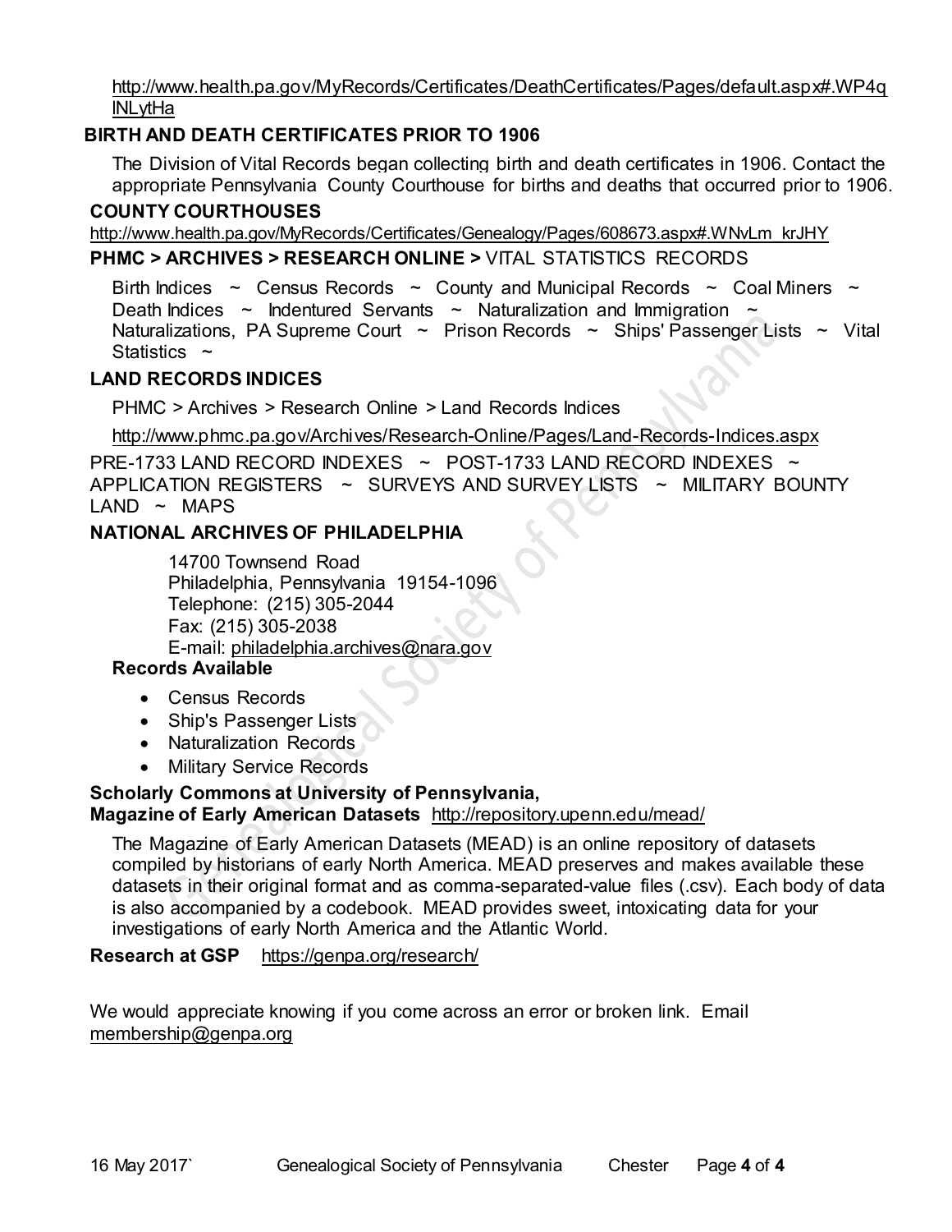http://www.health.pa.gov/MyRecords/Certificates/DeathCertificates/Pages/default.aspx#.WP4qINLytHa

**BIRTH AND DEATH CERTIFICATES PRIOR TO 1906**

The Division of Vital Records began collecting birth and death certificates in 1906. Contact the appropriate Pennsylvania County Courthouse for births and deaths that occurred prior to 1906.

**COUNTY COURTHOUSES**

http://www.health.pa.gov/MyRecords/Certificates/Genealogy/Pages/608673.aspx#.WNvLm_krJHY

**PHMC > ARCHIVES > RESEARCH ONLINE >** VITAL STATISTICS RECORDS

Birth Indices ~ Census Records ~ County and Municipal Records ~ Coal Miners ~ Death Indices ~ Indentured Servants ~ Naturalization and Immigration ~ Naturalizations, PA Supreme Court ~ Prison Records ~ Ships' Passenger Lists ~ Vital Statistics ~

**LAND RECORDS INDICES**

PHMC > Archives > Research Online > Land Records Indices

http://www.phmc.pa.gov/Archives/Research-Online/Pages/Land-Records-Indices.aspx

PRE-1733 LAND RECORD INDEXES ~ POST-1733 LAND RECORD INDEXES ~ APPLICATION REGISTERS ~ SURVEYS AND SURVEY LISTS ~ MILITARY BOUNTY LAND ~ MAPS

**NATIONAL ARCHIVES OF PHILADELPHIA**

14700 Townsend Road
Philadelphia, Pennsylvania 19154-1096
Telephone: (215) 305-2044
Fax: (215) 305-2038
E-mail: philadelphia.archives@nara.gov

**Records Available**

- Census Records
- Ship's Passenger Lists
- Naturalization Records
- Military Service Records

**Scholarly Commons at University of Pennsylvania,**
**Magazine of Early American Datasets** http://repository.upenn.edu/mead/

The Magazine of Early American Datasets (MEAD) is an online repository of datasets compiled by historians of early North America. MEAD preserves and makes available these datasets in their original format and as comma-separated-value files (.csv). Each body of data is also accompanied by a codebook. MEAD provides sweet, intoxicating data for your investigations of early North America and the Atlantic World.

**Research at GSP** https://genpa.org/research/

We would appreciate knowing if you come across an error or broken link. Email membership@genpa.org